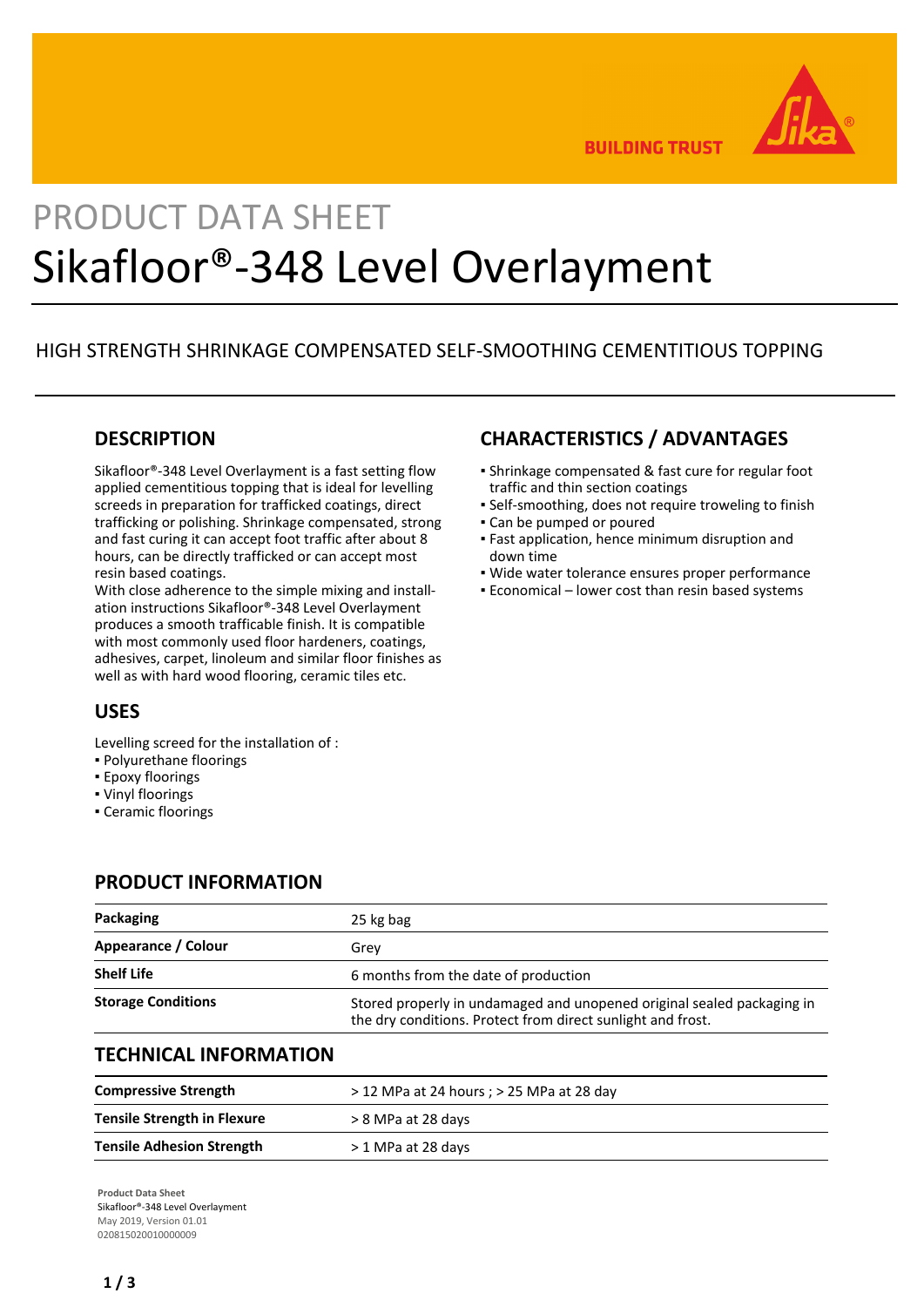BUILDING TRUST

PRODUCT DATA SHEET

# Sikafloor®-348 Level Overlayment

HIGH STRENGTH SHRINKAGE COMPENSATED SELF-SMOOTHING CEMENTITIOUS TOPPING

## DESCRIPTION

Sikafloor®-348 Level Overlayment is a fast setting flow applied cementitious topping that is ideal for levelling screeds in preparation for trafficked coatings, direct trafficking or polishing. Shrinkage compensated, strong and fast curing it can accept foot traffic after about 8 hours, can be directly trafficked or can accept most resin based coatings.
With close adherence to the simple mixing and installation instructions Sikafloor®-348 Level Overlayment produces a smooth trafficable finish. It is compatible with most commonly used floor hardeners, coatings, adhesives, carpet, linoleum and similar floor finishes as well as with hard wood flooring, ceramic tiles etc.

## USES

Levelling screed for the installation of :
- Polyurethane floorings
- Epoxy floorings
- Vinyl floorings
- Ceramic floorings

## CHARACTERISTICS / ADVANTAGES

- Shrinkage compensated & fast cure for regular foot traffic and thin section coatings
- Self-smoothing, does not require troweling to finish
- Can be pumped or poured
- Fast application, hence minimum disruption and down time
- Wide water tolerance ensures proper performance
- Economical – lower cost than resin based systems

## PRODUCT INFORMATION

| | |
|---|---|
| **Packaging** | 25 kg bag |
| **Appearance / Colour** | Grey |
| **Shelf Life** | 6 months from the date of production |
| **Storage Conditions** | Stored properly in undamaged and unopened original sealed packaging in the dry conditions. Protect from direct sunlight and frost. |

## TECHNICAL INFORMATION

| | |
|---|---|
| **Compressive Strength** | > 12 MPa at 24 hours ; > 25 MPa at 28 day |
| **Tensile Strength in Flexure** | > 8 MPa at 28 days |
| **Tensile Adhesion Strength** | > 1 MPa at 28 days |

**Product Data Sheet**
Sikafloor®-348 Level Overlayment
May 2019, Version 01.01
020815020010000009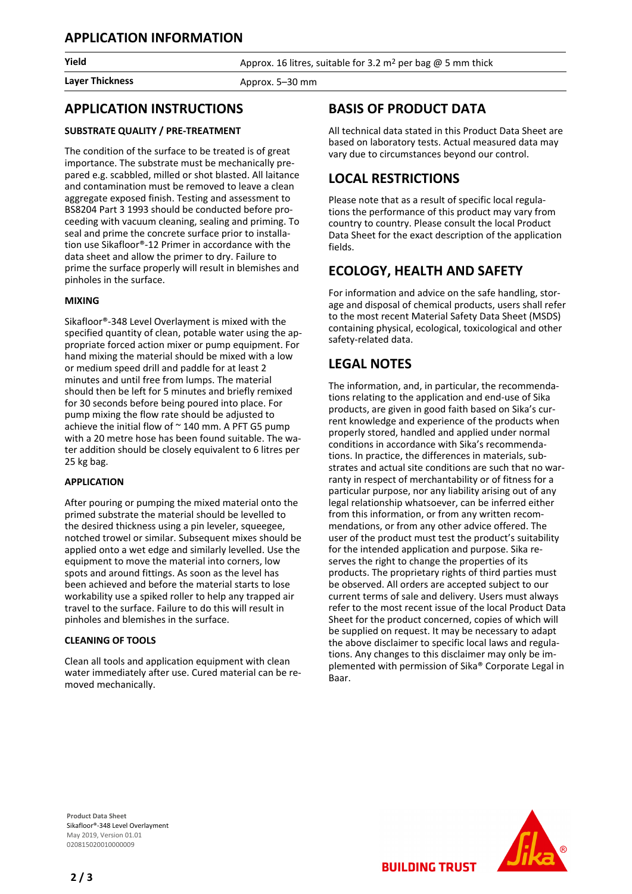## APPLICATION INFORMATION

| | |
|---|---|
| **Yield** | Approx. 16 litres, suitable for 3.2 $m^2$ per bag @ 5 mm thick |
| **Layer Thickness** | Approx. 5–30 mm |

## APPLICATION INSTRUCTIONS

### SUBSTRATE QUALITY / PRE-TREATMENT

The condition of the surface to be treated is of great importance. The substrate must be mechanically prepared e.g. scabbled, milled or shot blasted. All laitance and contamination must be removed to leave a clean aggregate exposed finish. Testing and assessment to BS8204 Part 3 1993 should be conducted before proceeding with vacuum cleaning, sealing and priming. To seal and prime the concrete surface prior to installation use Sikafloor®-12 Primer in accordance with the data sheet and allow the primer to dry. Failure to prime the surface properly will result in blemishes and pinholes in the surface.

### MIXING

Sikafloor®-348 Level Overlayment is mixed with the specified quantity of clean, potable water using the appropriate forced action mixer or pump equipment. For hand mixing the material should be mixed with a low or medium speed drill and paddle for at least 2 minutes and until free from lumps. The material should then be left for 5 minutes and briefly remixed for 30 seconds before being poured into place. For pump mixing the flow rate should be adjusted to achieve the initial flow of ~ 140 mm. A PFT G5 pump with a 20 metre hose has been found suitable. The water addition should be closely equivalent to 6 litres per 25 kg bag.

### APPLICATION

After pouring or pumping the mixed material onto the primed substrate the material should be levelled to the desired thickness using a pin leveler, squeegee, notched trowel or similar. Subsequent mixes should be applied onto a wet edge and similarly levelled. Use the equipment to move the material into corners, low spots and around fittings. As soon as the level has been achieved and before the material starts to lose workability use a spiked roller to help any trapped air travel to the surface. Failure to do this will result in pinholes and blemishes in the surface.

### CLEANING OF TOOLS

Clean all tools and application equipment with clean water immediately after use. Cured material can be removed mechanically.

## BASIS OF PRODUCT DATA

All technical data stated in this Product Data Sheet are based on laboratory tests. Actual measured data may vary due to circumstances beyond our control.

## LOCAL RESTRICTIONS

Please note that as a result of specific local regulations the performance of this product may vary from country to country. Please consult the local Product Data Sheet for the exact description of the application fields.

## ECOLOGY, HEALTH AND SAFETY

For information and advice on the safe handling, storage and disposal of chemical products, users shall refer to the most recent Material Safety Data Sheet (MSDS) containing physical, ecological, toxicological and other safety-related data.

## LEGAL NOTES

The information, and, in particular, the recommendations relating to the application and end-use of Sika products, are given in good faith based on Sika's current knowledge and experience of the products when properly stored, handled and applied under normal conditions in accordance with Sika's recommendations. In practice, the differences in materials, substrates and actual site conditions are such that no warranty in respect of merchantability or of fitness for a particular purpose, nor any liability arising out of any legal relationship whatsoever, can be inferred either from this information, or from any written recommendations, or from any other advice offered. The user of the product must test the product's suitability for the intended application and purpose. Sika reserves the right to change the properties of its products. The proprietary rights of third parties must be observed. All orders are accepted subject to our current terms of sale and delivery. Users must always refer to the most recent issue of the local Product Data Sheet for the product concerned, copies of which will be supplied on request. It may be necessary to adapt the above disclaimer to specific local laws and regulations. Any changes to this disclaimer may only be implemented with permission of Sika® Corporate Legal in Baar.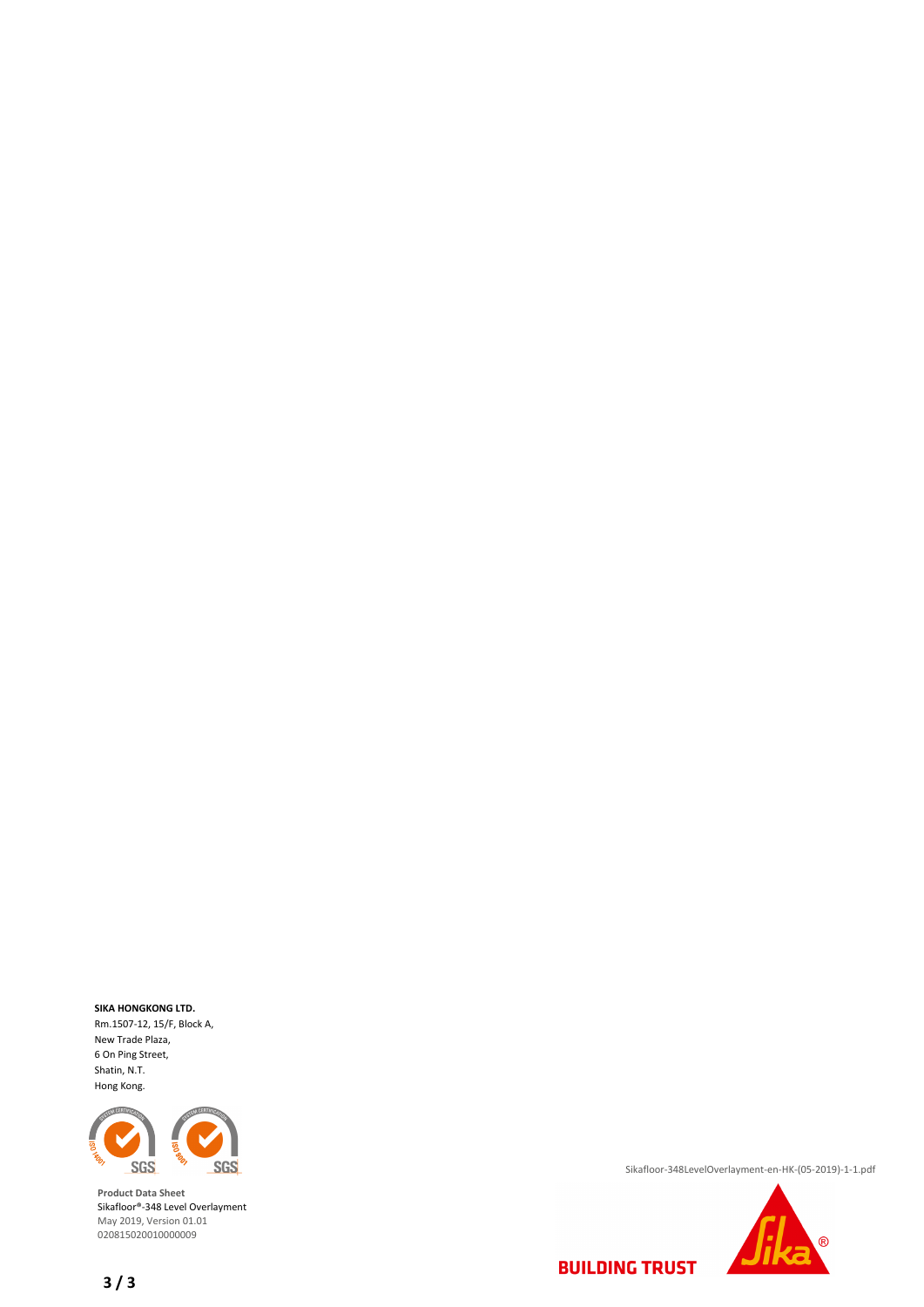**SIKA HONGKONG LTD.**
Rm.1507-12, 15/F, Block A,
New Trade Plaza,
6 On Ping Street,
Shatin, N.T.
Hong Kong.

**Product Data Sheet**
Sikafloor®-348 Level Overlayment
May 2019, Version 01.01
020815020010000009

Sikafloor-348LevelOverlayment-en-HK-(05-2019)-1-1.pdf

BUILDING TRUST